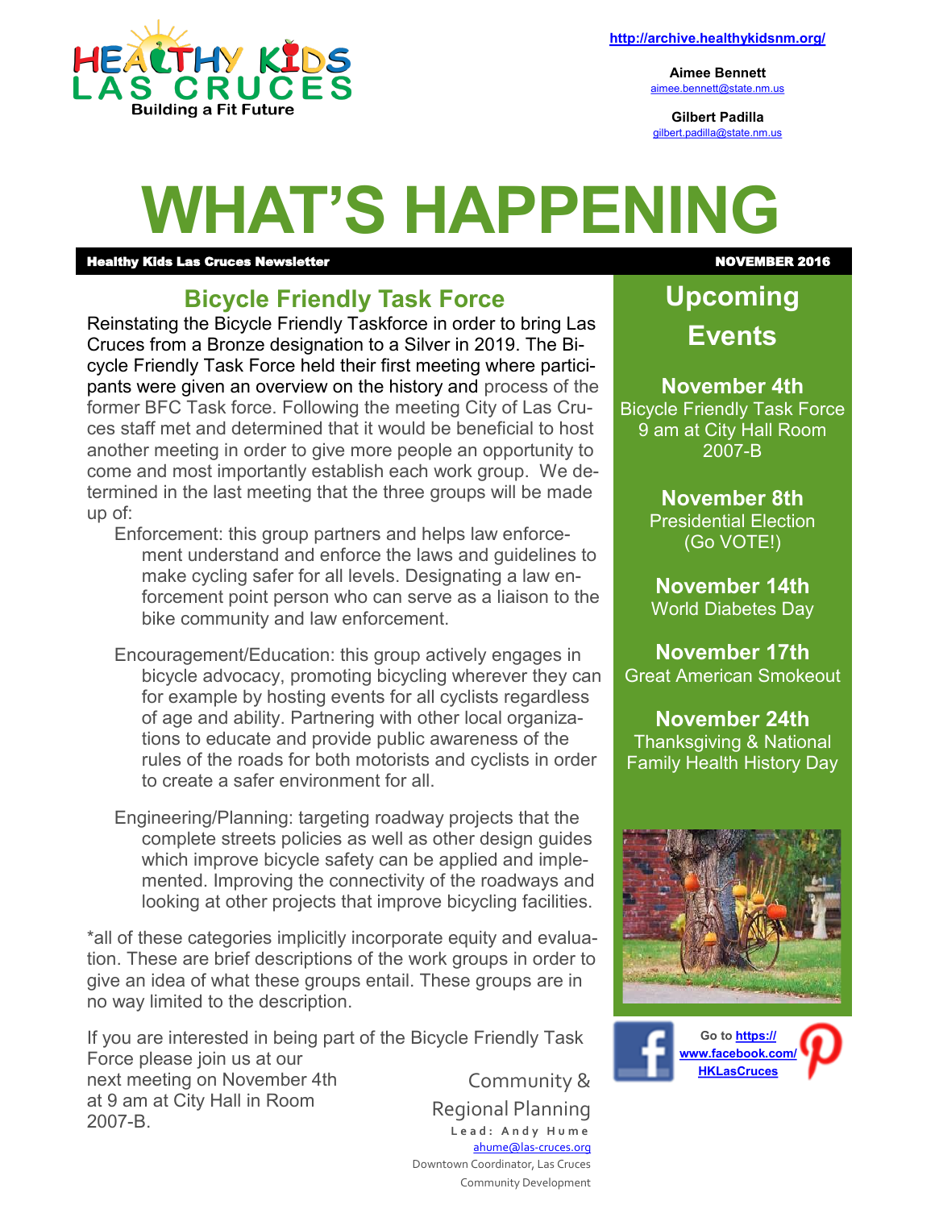HEALTHY KIDS LAS CRUCES
Building a Fit Future

http://archive.healthykidsnm.org/

**Aimee Bennett**
aimee.bennett@state.nm.us

**Gilbert Padilla**
gilbert.padilla@state.nm.us

# WHAT'S HAPPENING

**Healthy Kids Las Cruces Newsletter** — **NOVEMBER 2016**

## Bicycle Friendly Task Force

Reinstating the Bicycle Friendly Taskforce in order to bring Las Cruces from a Bronze designation to a Silver in 2019. The Bicycle Friendly Task Force held their first meeting where participants were given an overview on the history and process of the former BFC Task force. Following the meeting City of Las Cruces staff met and determined that it would be beneficial to host another meeting in order to give more people an opportunity to come and most importantly establish each work group. We determined in the last meeting that the three groups will be made up of:

- Enforcement: this group partners and helps law enforcement understand and enforce the laws and guidelines to make cycling safer for all levels. Designating a law enforcement point person who can serve as a liaison to the bike community and law enforcement.
- Encouragement/Education: this group actively engages in bicycle advocacy, promoting bicycling wherever they can for example by hosting events for all cyclists regardless of age and ability. Partnering with other local organizations to educate and provide public awareness of the rules of the roads for both motorists and cyclists in order to create a safer environment for all.
- Engineering/Planning: targeting roadway projects that the complete streets policies as well as other design guides which improve bicycle safety can be applied and implemented. Improving the connectivity of the roadways and looking at other projects that improve bicycling facilities.

*all of these categories implicitly incorporate equity and evaluation. These are brief descriptions of the work groups in order to give an idea of what these groups entail. These groups are in no way limited to the description.

If you are interested in being part of the Bicycle Friendly Task Force please join us at our next meeting on November 4th at 9 am at City Hall in Room 2007-B.

Community & Regional Planning
Lead: Andy Hume
ahume@las-cruces.org
Downtown Coordinator, Las Cruces Community Development

## Upcoming Events

**November 4th**
Bicycle Friendly Task Force 9 am at City Hall Room 2007-B

**November 8th**
Presidential Election (Go VOTE!)

**November 14th**
World Diabetes Day

**November 17th**
Great American Smokeout

**November 24th**
Thanksgiving & National Family Health History Day

Go to **https://www.facebook.com/HKLasCruces**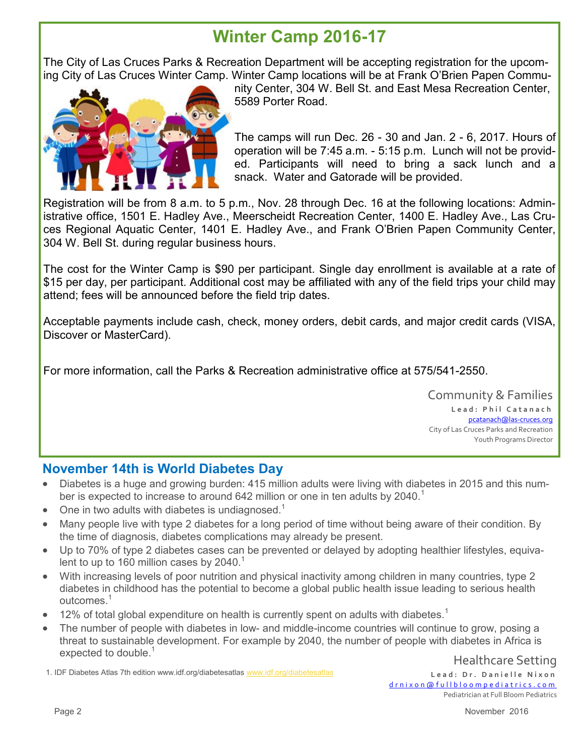# Winter Camp 2016-17

The City of Las Cruces Parks & Recreation Department will be accepting registration for the upcoming City of Las Cruces Winter Camp. Winter Camp locations will be at Frank O'Brien Papen Community Center, 304 W. Bell St. and East Mesa Recreation Center, 5589 Porter Road.

The camps will run Dec. 26 - 30 and Jan. 2 - 6, 2017. Hours of operation will be 7:45 a.m. - 5:15 p.m. Lunch will not be provided. Participants will need to bring a sack lunch and a snack. Water and Gatorade will be provided.

Registration will be from 8 a.m. to 5 p.m., Nov. 28 through Dec. 16 at the following locations: Administrative office, 1501 E. Hadley Ave., Meerscheidt Recreation Center, 1400 E. Hadley Ave., Las Cruces Regional Aquatic Center, 1401 E. Hadley Ave., and Frank O'Brien Papen Community Center, 304 W. Bell St. during regular business hours.

The cost for the Winter Camp is $90 per participant. Single day enrollment is available at a rate of $15 per day, per participant. Additional cost may be affiliated with any of the field trips your child may attend; fees will be announced before the field trip dates.

Acceptable payments include cash, check, money orders, debit cards, and major credit cards (VISA, Discover or MasterCard).

For more information, call the Parks & Recreation administrative office at 575/541-2550.

Community & Families
**Lead: Phil Catanach**
pcatanach@las-cruces.org
City of Las Cruces Parks and Recreation
Youth Programs Director

## November 14th is World Diabetes Day

- Diabetes is a huge and growing burden: 415 million adults were living with diabetes in 2015 and this number is expected to increase to around 642 million or one in ten adults by 2040.[1]
- One in two adults with diabetes is undiagnosed.[1]
- Many people live with type 2 diabetes for a long period of time without being aware of their condition. By the time of diagnosis, diabetes complications may already be present.
- Up to 70% of type 2 diabetes cases can be prevented or delayed by adopting healthier lifestyles, equivalent to up to 160 million cases by 2040.[1]
- With increasing levels of poor nutrition and physical inactivity among children in many countries, type 2 diabetes in childhood has the potential to become a global public health issue leading to serious health outcomes.[1]
- 12% of total global expenditure on health is currently spent on adults with diabetes.[1]
- The number of people with diabetes in low- and middle-income countries will continue to grow, posing a threat to sustainable development. For example by 2040, the number of people with diabetes in Africa is expected to double.[1]

1. IDF Diabetes Atlas 7th edition www.idf.org/diabetesatlas www.idf.org/diabetesatlas

Healthcare Setting
**Lead: Dr. Danielle Nixon**
drnixon@fullbloompediatrics.com
Pediatrician at Full Bloom Pediatrics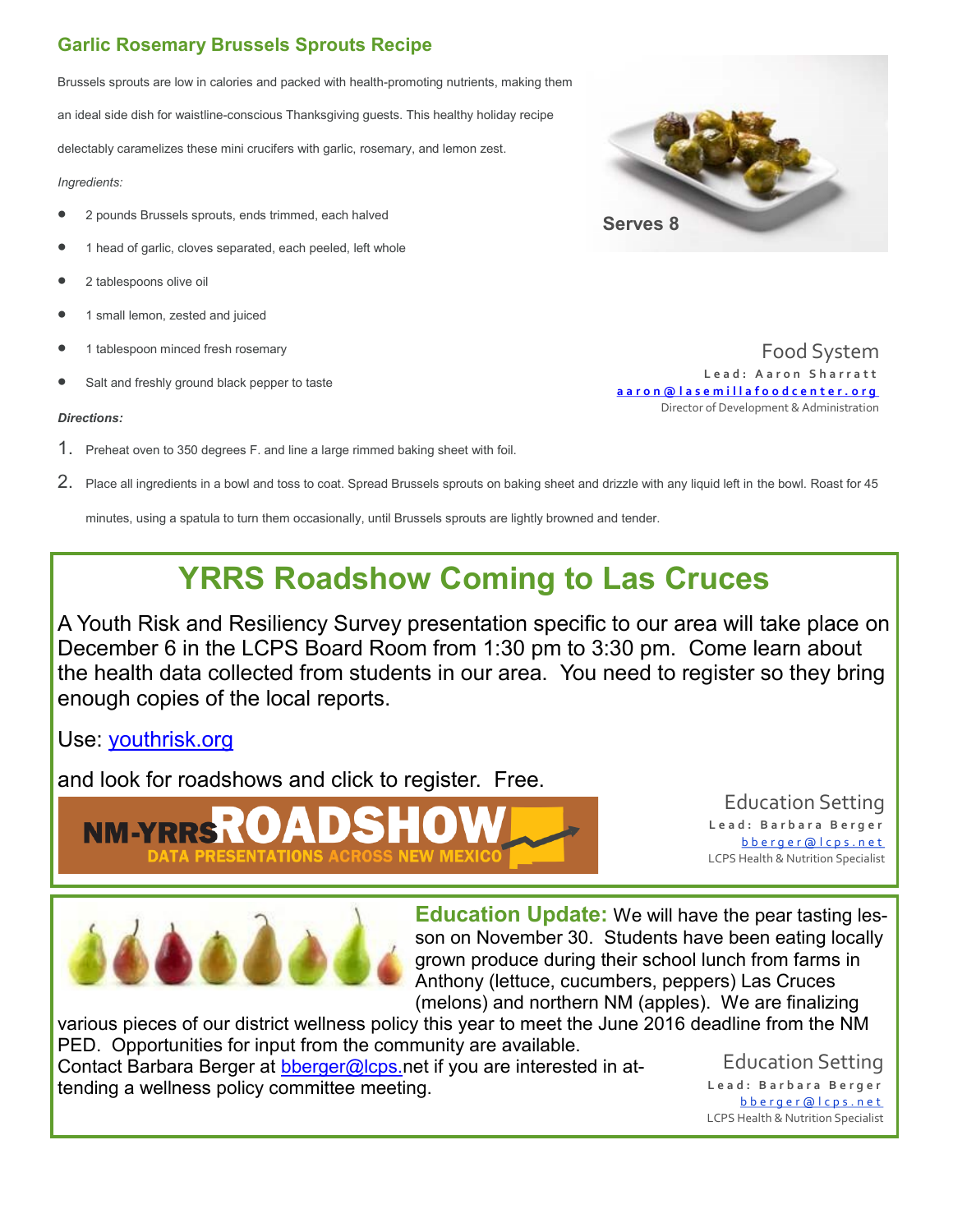## Garlic Rosemary Brussels Sprouts Recipe

Brussels sprouts are low in calories and packed with health-promoting nutrients, making them an ideal side dish for waistline-conscious Thanksgiving guests. This healthy holiday recipe delectably caramelizes these mini crucifers with garlic, rosemary, and lemon zest.

**Serves 8**

*Ingredients:*

- 2 pounds Brussels sprouts, ends trimmed, each halved
- 1 head of garlic, cloves separated, each peeled, left whole
- 2 tablespoons olive oil
- 1 small lemon, zested and juiced
- 1 tablespoon minced fresh rosemary
- Salt and freshly ground black pepper to taste

***Directions:***

1. Preheat oven to 350 degrees F. and line a large rimmed baking sheet with foil.
2. Place all ingredients in a bowl and toss to coat. Spread Brussels sprouts on baking sheet and drizzle with any liquid left in the bowl. Roast for 45 minutes, using a spatula to turn them occasionally, until Brussels sprouts are lightly browned and tender.

Food System
Lead: Aaron Sharratt
aaron@lasemillafoodcenter.org
Director of Development & Administration

## YRRS Roadshow Coming to Las Cruces

A Youth Risk and Resiliency Survey presentation specific to our area will take place on December 6 in the LCPS Board Room from 1:30 pm to 3:30 pm. Come learn about the health data collected from students in our area. You need to register so they bring enough copies of the local reports.

Use: youthrisk.org

and look for roadshows and click to register. Free.

NM-YRRS ROADSHOW
DATA PRESENTATIONS ACROSS NEW MEXICO

Education Setting
Lead: Barbara Berger
bberger@lcps.net
LCPS Health & Nutrition Specialist

**Education Update:** We will have the pear tasting lesson on November 30. Students have been eating locally grown produce during their school lunch from farms in Anthony (lettuce, cucumbers, peppers) Las Cruces (melons) and northern NM (apples). We are finalizing various pieces of our district wellness policy this year to meet the June 2016 deadline from the NM PED. Opportunities for input from the community are available. Contact Barbara Berger at bberger@lcps.net if you are interested in attending a wellness policy committee meeting.

Education Setting
Lead: Barbara Berger
bberger@lcps.net
LCPS Health & Nutrition Specialist